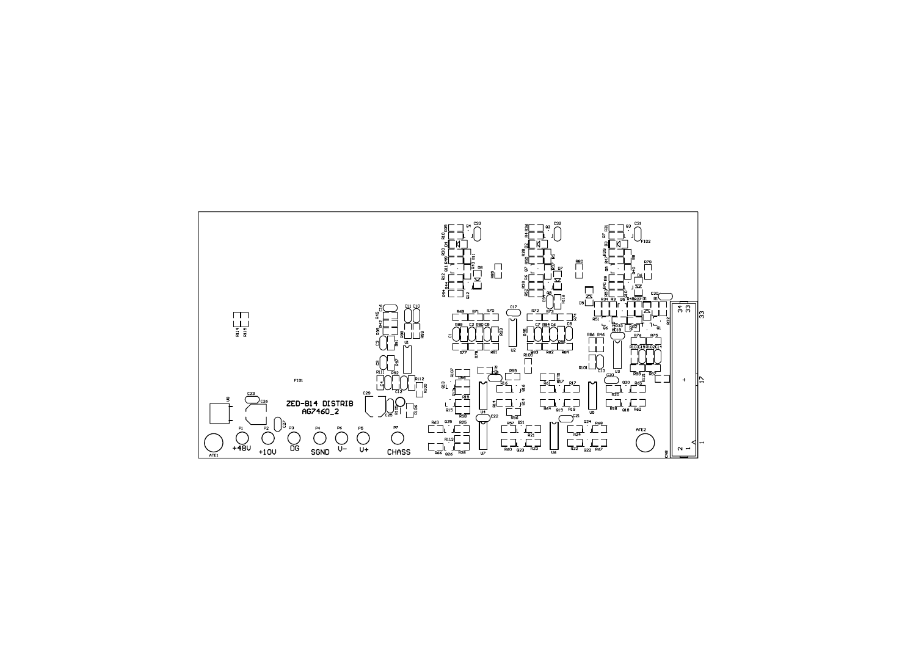ZED-814 DISTRIB
AG7460_2

P1 +48V

P2 +10V

P3 DG

P4 SGND

P6 V-

P5 V+

P7 CHASS

ATE1

ATE2

FID1

FID2

CN8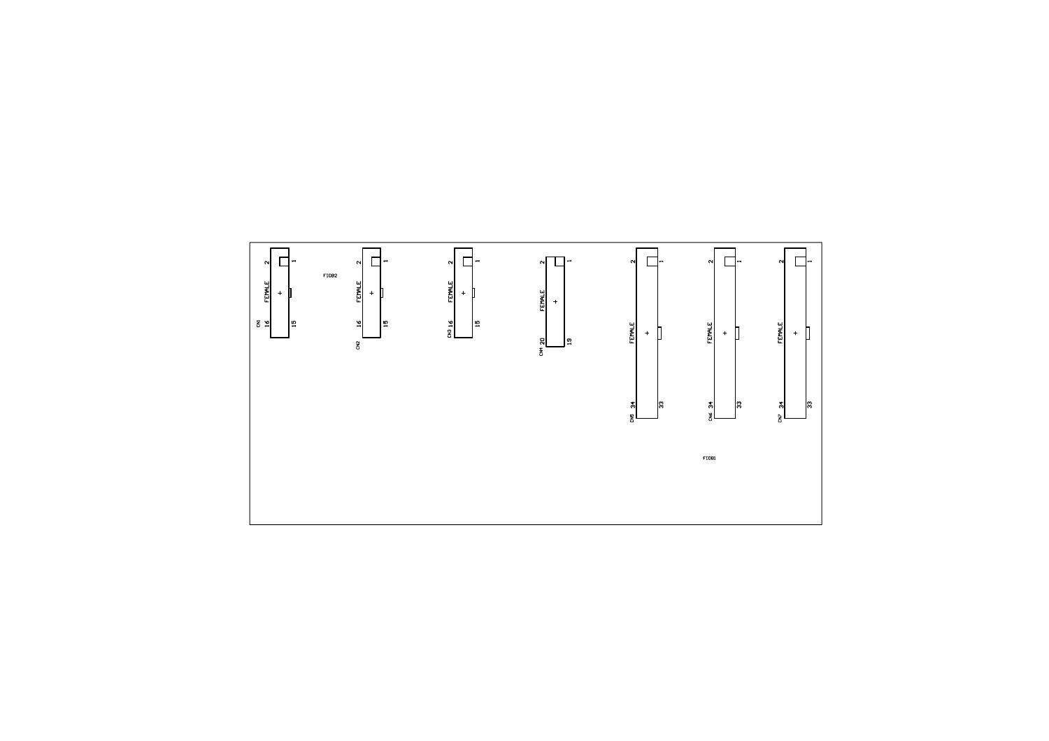2 1

FEMALE

CN1 16 15

FID82

2 1

FEMALE

16 15

CN2

2 1

FEMALE

CN3 16 15

2 1

FEMALE

CN4 20 19

2 1

FEMALE

CN5 34 33

2 1

FEMALE

CN6 34 33

2 1

FEMALE

CN7 34 33

FID81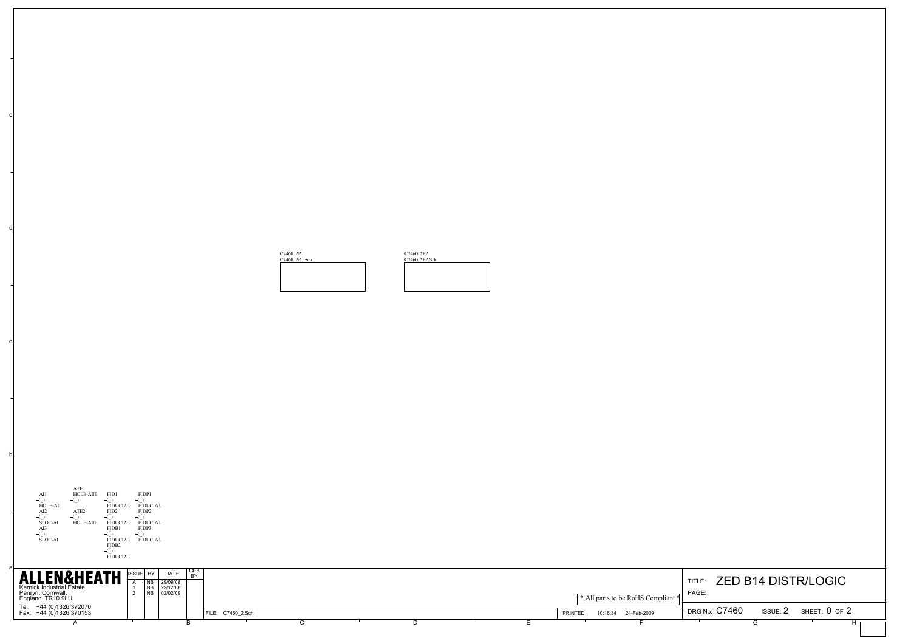C7460_2P1
C7460_2P1.Sch

C7460_2P2
C7460_2P2.Sch

AI1
HOLE-AI
AI2
SLOT-AI
AI3
SLOT-AI

ATE1
HOLE-ATE
ATE2
HOLE-ATE

FID1
FIDUCIAL
FID2
FIDUCIAL
FIDB1
FIDUCIAL
FIDB2
FIDUCIAL

FIDP1
FIDUCIAL
FIDP2
FIDUCIAL
FIDP3
FIDUCIAL

**ALLEN&HEATH**
Kernick Industrial Estate,
Penryn, Cornwall,
England. TR10 9LU
Tel: +44 (0)1326 372070
Fax: +44 (0)1326 370153

| ISSUE | BY | DATE | CHK BY |
|---|---|---|---|
| A | NB | 29/09/08 | |
| 1 | NB | 22/12/08 | |
| 2 | NB | 02/02/09 | |

FILE: C7460_2.Sch

* All parts to be RoHS Compliant *

PRINTED: 10:16:34 24-Feb-2009

TITLE: ZED B14 DISTR/LOGIC
PAGE:

DRG No: C7460 ISSUE: 2 SHEET: 0 OF 2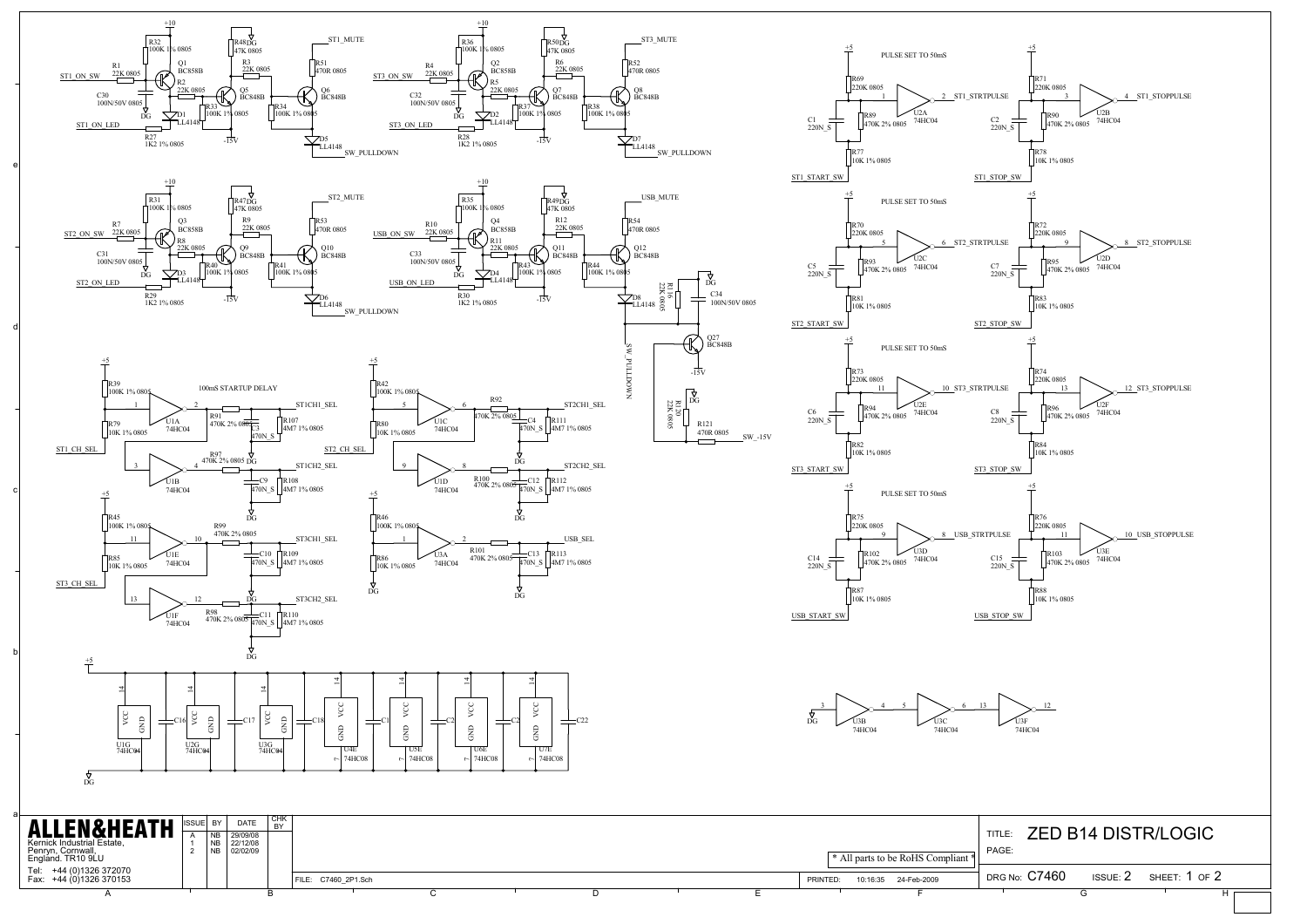PULSE SET TO 50mS

100mS STARTUP DELAY

ST1_MUTE, ST3_MUTE, ST2_MUTE, USB_MUTE

ST1_ON_SW, ST3_ON_SW, ST2_ON_SW, USB_ON_SW

ST1_ON_LED, ST3_ON_LED, ST2_ON_LED, USB_ON_LED

SW_PULLDOWN

SW_-15V

ST1_CH_SEL, ST2_CH_SEL, ST3_CH_SEL

ST1CH1_SEL, ST1CH2_SEL, ST2CH1_SEL, ST2CH2_SEL, ST3CH1_SEL, ST3CH2_SEL, USB_SEL

ST1_STRTPULSE, ST1_STOPPULSE, ST2_STRTPULSE, ST2_STOPPULSE, ST3_STRTPULSE, ST3_STOPPULSE, USB_STRTPULSE, USB_STOPPULSE

ST1_START_SW, ST1_STOP_SW, ST2_START_SW, ST2_STOP_SW, ST3_START_SW, ST3_STOP_SW, USB_START_SW, USB_STOP_SW

| ISSUE | BY | DATE | CHK BY |
|---|---|---|---|
| A | NB | 29/09/08 | |
| 1 | NB | 22/12/08 | |
| 2 | NB | 02/02/09 | |

**ALLEN&HEATH**
Kernick Industrial Estate,
Penryn, Cornwall,
England. TR10 9LU

Tel: +44 (0)1326 372070
Fax: +44 (0)1326 370153

FILE: C7460_2P1.Sch

* All parts to be RoHS Compliant *

PRINTED: 10:16:35 24-Feb-2009

TITLE: ZED B14 DISTR/LOGIC

PAGE:

DRG No: C7460 ISSUE: 2 SHEET: 1 OF 2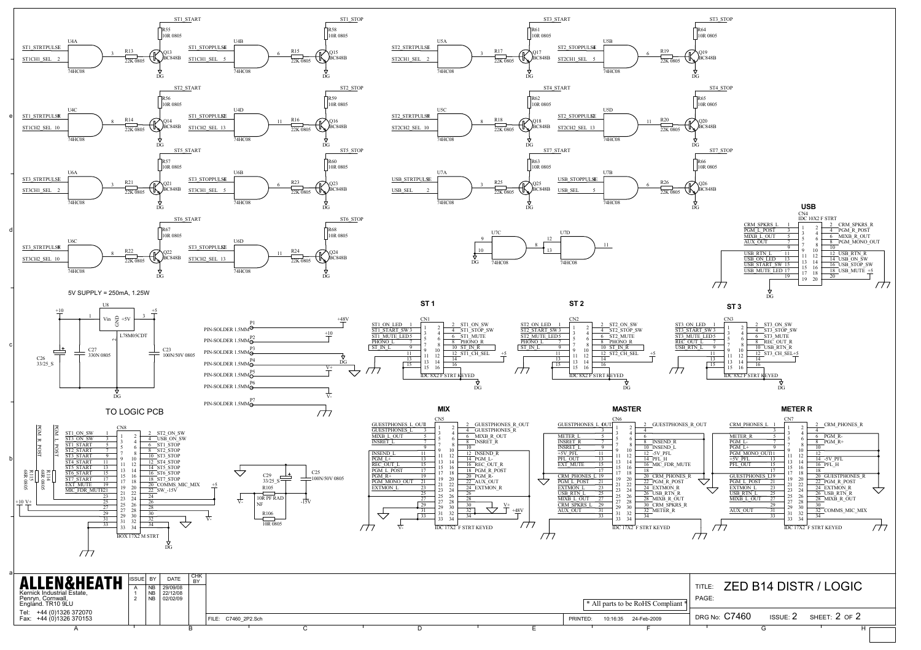ST1_STRTPULSE
ST1CH1_SEL 2
U4A 74HC08
R13 22K 0805
Q13 BC848B
R55 10R 0805
ST1_START
DG

ST1_STOPPULSE
ST1CH1_SEL 5
U4B 74HC08
R15 22K 0805
Q15 BC848B
R58 10R 0805
ST1_STOP

ST2_STRTPULSE
ST2CH1_SEL 2
U5A 74HC08
R17 22K 0805
Q17 BC848B
R61 10R 0805
ST3_START

ST2_STOPPULSE
ST2CH1_SEL 5
U5B 74HC08
R19 22K 0805
Q19 BC848B
R64 10R 0805
ST3_STOP

ST1_STRTPULSE
ST1CH2_SEL 10
U4C 74HC08
R14 22K 0805
Q14 BC848B
R56 10R 0805
ST2_START

ST1_STOPPULSE
ST1CH2_SEL 13
U4D 74HC08
R16 22K 0805
Q16 BC848B
R59 10R 0805
ST2_STOP

ST2_STRTPULSE
ST2CH2_SEL 10
U5C 74HC08
R18 22K 0805
Q18 BC848B
R62 10R 0805
ST4_START

ST2_STOPPULSE
ST2CH2_SEL 13
U5D 74HC08
R20 22K 0805
Q20 BC848B
R65 10R 0805
ST4_STOP

ST3_STRTPULSE
ST3CH1_SEL 2
U6A 74HC08
R21 22K 0805
Q21 BC848B
R57 10R 0805
ST5_START

ST3_STOPPULSE
ST3CH1_SEL 5
U6B 74HC08
R23 22K 0805
Q23 BC848B
R60 10R 0805
ST5_STOP

USB_STRTPULSE
USB_SEL 2
U7A 74HC08
R25 22K 0805
Q25 BC848B
R63 10R 0805
ST7_START

USB_STOPPULSE
USB_SEL 5
U7B 74HC08
R26 22K 0805
Q26 BC848B
R66 10R 0805
ST7_STOP

ST3_STRTPULSE
ST3CH2_SEL 10
U6C 74HC08
R22 22K 0805
Q22 BC848B
R67 10R 0805
ST6_START

ST3_STOPPULSE
ST3CH2_SEL 13
U6D 74HC08
R24 22K 0805
Q24 BC848B
R68 10R 0805
ST6_STOP

U7C 74HC08
U7D 74HC08

5V SUPPLY = 250mA, 1.25W

U8 L78M05CDT
Vin +5V GND
+10 +5
C26 33/25_S
C27 330N 0805
C23 100N/50V 0805
DG

PIN-SOLDER 1.5MM P1 +48V
PIN-SOLDER 1.5MM P2 +10
PIN-SOLDER 1.5MM P3 DG
PIN-SOLDER 1.5MM P4 V+
PIN-SOLDER 1.5MM P5
PIN-SOLDER 1.5MM P6 V-
PIN-SOLDER 1.5MM P7

## USB

CN4 IDC 10X2 F STRT

| Signal | Pin | Pin | Signal |
|---|---|---|---|
| CRM_SPKRS_L | 1 | 2 | CRM_SPKRS_R |
| PGM_L_POST | 3 | 4 | PGM_R_POST |
| MIXB_L_OUT | 5 | 6 | MIXB_R_OUT |
| AUX_OUT | 7 | 8 | PGM_MONO_OUT |
| | 9 | 10 | |
| USB_RTN_L | 11 | 12 | USB_RTN_R |
| USB_ON_LED | 13 | 14 | USB_ON_SW |
| USB_START_SW | 15 | 16 | USB_STOP_SW |
| USB_MUTE_LED | 17 | 18 | USB_MUTE +5 |
| | 19 | 20 | |

## ST 1

CN1 IDC 8X2 F STRT KEYED

| Signal | Pin | Pin | Signal |
|---|---|---|---|
| ST1_ON_LED | 1 | 2 | ST1_ON_SW |
| ST1_START_SW | 3 | 4 | ST1_STOP_SW |
| ST1_MUTE_LED | 5 | 6 | ST1_MUTE |
| PHONO_L | 7 | 8 | PHONO_R |
| ST_IN_L | 9 | 10 | ST_IN_R |
| | 11 | 12 | ST1_CH_SEL +5 |
| | 13 | 14 | |
| | 15 | 16 | |

## ST 2

CN2 IDC 8X2 F STRT KEYED

| Signal | Pin | Pin | Signal |
|---|---|---|---|
| ST2_ON_LED | 1 | 2 | ST2_ON_SW |
| ST2_START_SW | 3 | 4 | ST2_STOP_SW |
| ST2_MUTE_LED | 5 | 6 | ST2_MUTE |
| PHONO_L | 7 | 8 | PHONO_R |
| ST_IN_L | 9 | 10 | ST_IN_R |
| | 11 | 12 | ST2_CH_SEL +5 |
| | 13 | 14 | |
| | 15 | 16 | |

## ST 3

CN3 IDC 8X2 F STRT KEYED

| Signal | Pin | Pin | Signal |
|---|---|---|---|
| ST3_ON_LED | 1 | 2 | ST3_ON_SW |
| ST3_START_SW | 3 | 4 | ST3_STOP_SW |
| ST3_MUTE_LED | 5 | 6 | ST3_MUTE |
| REC_OUT_L | 7 | 8 | REC_OUT_R |
| USB_RTN_L | 9 | 10 | USB_RTN_R |
| | 11 | 12 | ST3_CH_SEL +5 |
| | 13 | 14 | |
| | 15 | 16 | |

## TO LOGIC PCB

CN8 BOX 17X2 M STRT

| Signal | Pin | Pin | Signal |
|---|---|---|---|
| ST1_ON_SW | 1 | 2 | ST2_ON_SW |
| ST3_ON_SW | 3 | 4 | USB_ON_SW |
| ST1_START | 5 | 6 | ST1_STOP |
| ST2_START | 7 | 8 | ST2_STOP |
| ST3_START | 9 | 10 | ST3_STOP |
| ST4_START | 11 | 12 | ST4_STOP |
| ST5_START | 13 | 14 | ST5_STOP |
| ST6_START | 15 | 16 | ST6_STOP |
| ST7_START | 17 | 18 | ST7_STOP |
| EXT_MUTE | 19 | 20 | COMMS_MIC_MIX |
| MIC_FDR_MUTE | 21 | 22 | SW_-15V |
| | 23 | 24 | |
| | 25 | 26 | |
| | 27 | 28 | |
| | 29 | 30 | |
| | 31 | 32 | |
| | 33 | 34 | |

PGM_R_POST, PGM_L_POST, R115 6R8 0805, R114 6R8 0805, +10 V+, +5, V-, DG

C29 33/25_S
C25 100N/50V 0805
R105 10R PF RAD NF
R106 10R 0805
V- -15V

## MIX

CN5 IDC 17X2 F STRT KEYED

| Signal | Pin | Pin | Signal |
|---|---|---|---|
| GUESTPHONES_L_OUT | 1 | 2 | GUESTPHONES_R_OUT |
| GUESTPHONES_L | 3 | 4 | GUESTPHONES_R |
| MIXB_L_OUT | 5 | 6 | MIXB_R_OUT |
| INSRET_L | 7 | 8 | INSRET_R |
| | 9 | 10 | |
| INSEND_L | 11 | 12 | INSEND_R |
| PGM_L+ | 13 | 14 | PGM_L- |
| REC_OUT_L | 15 | 16 | REC_OUT_R |
| PGM_L_POST | 17 | 18 | PGM_R_POST |
| PGM_R+ | 19 | 20 | PGM_R- |
| PGM_MONO_OUT | 21 | 22 | AUX_OUT |
| EXTMON_L | 23 | 24 | EXTMON_R |
| | 25 | 26 | |
| | 27 | 28 | |
| | 29 | 30 | |
| | 31 | 32 | V+ |
| | 33 | 34 | +48V |

## MASTER

CN6 IDC 17X2 F STRT KEYED

| Signal | Pin | Pin | Signal |
|---|---|---|---|
| GUESTPHONES_L_OUT | 1 | 2 | GUESTPHONES_R_OUT |
| | 3 | 4 | |
| METER_L | 5 | 6 | |
| INSRET_R | 7 | 8 | INSEND_R |
| INSRET_L | 9 | 10 | INSEND_L |
| +5V_PFL | 11 | 12 | -5V_PFL |
| PFL_OUT | 13 | 14 | PFL_H |
| EXT_MUTE | 15 | 16 | MIC_FDR_MUTE |
| | 17 | 18 | |
| CRM_PHONES_L | 19 | 20 | CRM_PHONES_R |
| PGM_L_POST | 21 | 22 | PGM_R_POST |
| EXTMON_L | 23 | 24 | EXTMON_R |
| USB_RTN_L | 25 | 26 | USB_RTN_R |
| MIXB_L_OUT | 27 | 28 | MIXB_R_OUT |
| CRM_SPKRS_L | 29 | 30 | CRM_SPKRS_R |
| AUX_OUT | 31 | 32 | METER_R |
| | 33 | 34 | |

## METER R

CN7 IDC 17X2 F STRT KEYED

| Signal | Pin | Pin | Signal |
|---|---|---|---|
| CRM_PHONES_L | 1 | 2 | CRM_PHONES_R |
| | 3 | 4 | |
| METER_R | 5 | 6 | PGM_R- |
| PGM_L- | 7 | 8 | PGM_R+ |
| PGM_L+ | 9 | 10 | |
| PGM_MONO_OUT | 11 | 12 | |
| +5V_PFL | 13 | 14 | -5V_PFL |
| PFL_OUT | 15 | 16 | PFL_H |
| | 17 | 18 | |
| GUESTPHONES_L | 19 | 20 | GUESTPHONES_R |
| PGM_L_POST | 21 | 22 | PGM_R_POST |
| EXTMON_L | 23 | 24 | EXTMON_R |
| USB_RTN_L | 25 | 26 | USB_RTN_R |
| MIXB_L_OUT | 27 | 28 | MIXB_R_OUT |
| | 29 | 30 | |
| AUX_OUT | 31 | 32 | COMMS_MIC_MIX |
| | 33 | 34 | |

**ALLEN&HEATH**
Kernick Industrial Estate,
Penryn, Cornwall,
England. TR10 9LU
Tel: +44 (0)1326 372070
Fax: +44 (0)1326 370153

| ISSUE | BY | DATE | CHK BY |
|---|---|---|---|
| A | NB | 29/09/08 | |
| 1 | NB | 22/12/08 | |
| 2 | NB | 02/02/09 | |

FILE: C7460_2P2.Sch

* All parts to be RoHS Compliant *

PRINTED: 10:16:35 24-Feb-2009

TITLE: ZED B14 DISTR / LOGIC

PAGE:

DRG No: C7460 ISSUE: 2 SHEET: 2 OF 2